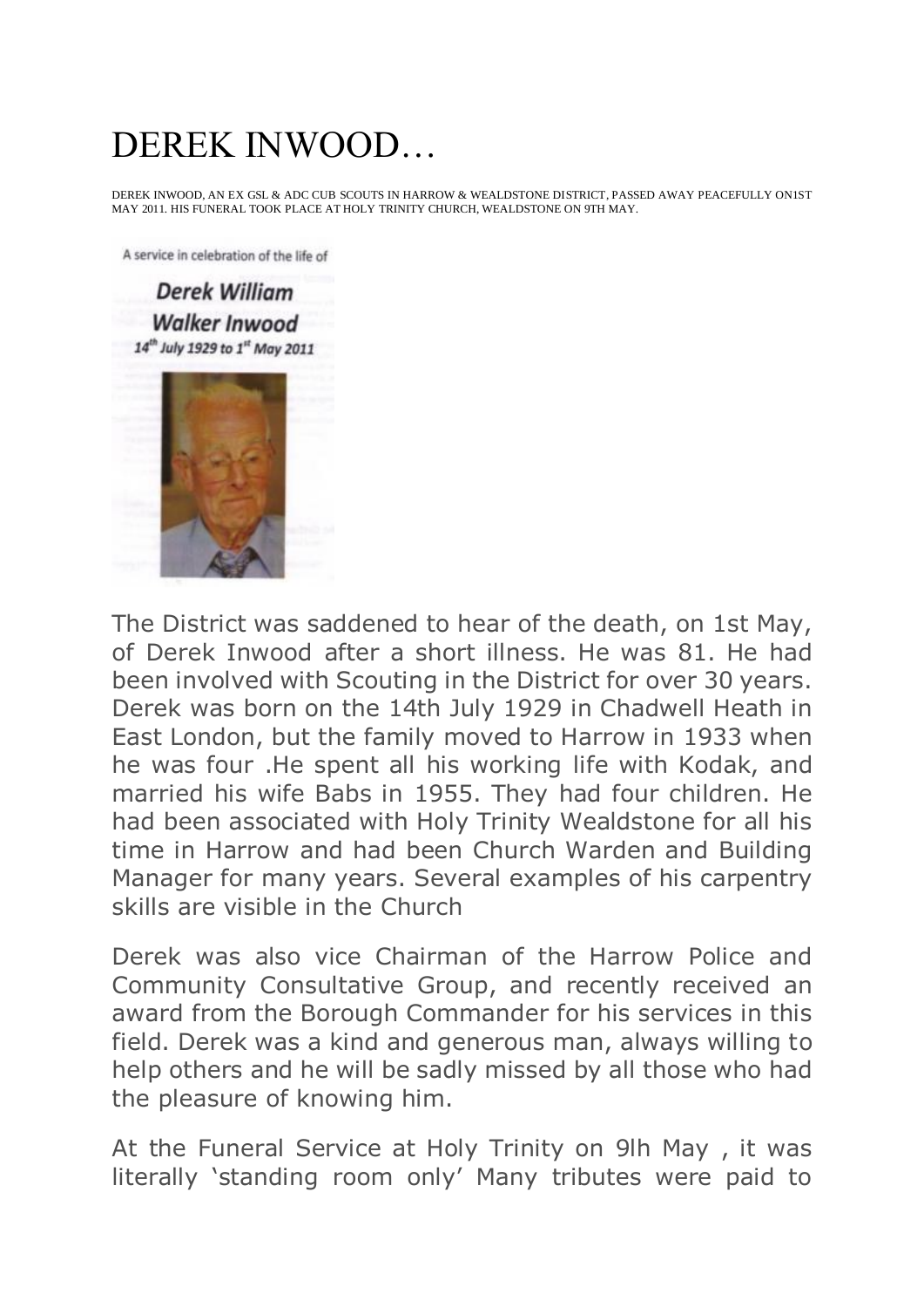# DEREK INWOOD…

DEREK INWOOD, AN EX GSL & ADC CUB SCOUTS IN HARROW & WEALDSTONE DISTRICT, PASSED AWAY PEACEFULLY ON1ST MAY 2011. HIS FUNERAL TOOK PLACE AT HOLY TRINITY CHURCH, WEALDSTONE ON 9TH MAY.

A service in celebration of the life of

***Derek William Walker Inwood***

*14th July 1929 to 1st May 2011*

The District was saddened to hear of the death, on 1st May, of Derek Inwood after a short illness. He was 81. He had been involved with Scouting in the District for over 30 years. Derek was born on the 14th July 1929 in Chadwell Heath in East London, but the family moved to Harrow in 1933 when he was four .He spent all his working life with Kodak, and married his wife Babs in 1955. They had four children. He had been associated with Holy Trinity Wealdstone for all his time in Harrow and had been Church Warden and Building Manager for many years. Several examples of his carpentry skills are visible in the Church

Derek was also vice Chairman of the Harrow Police and Community Consultative Group, and recently received an award from the Borough Commander for his services in this field. Derek was a kind and generous man, always willing to help others and he will be sadly missed by all those who had the pleasure of knowing him.

At the Funeral Service at Holy Trinity on 9lh May , it was literally 'standing room only' Many tributes were paid to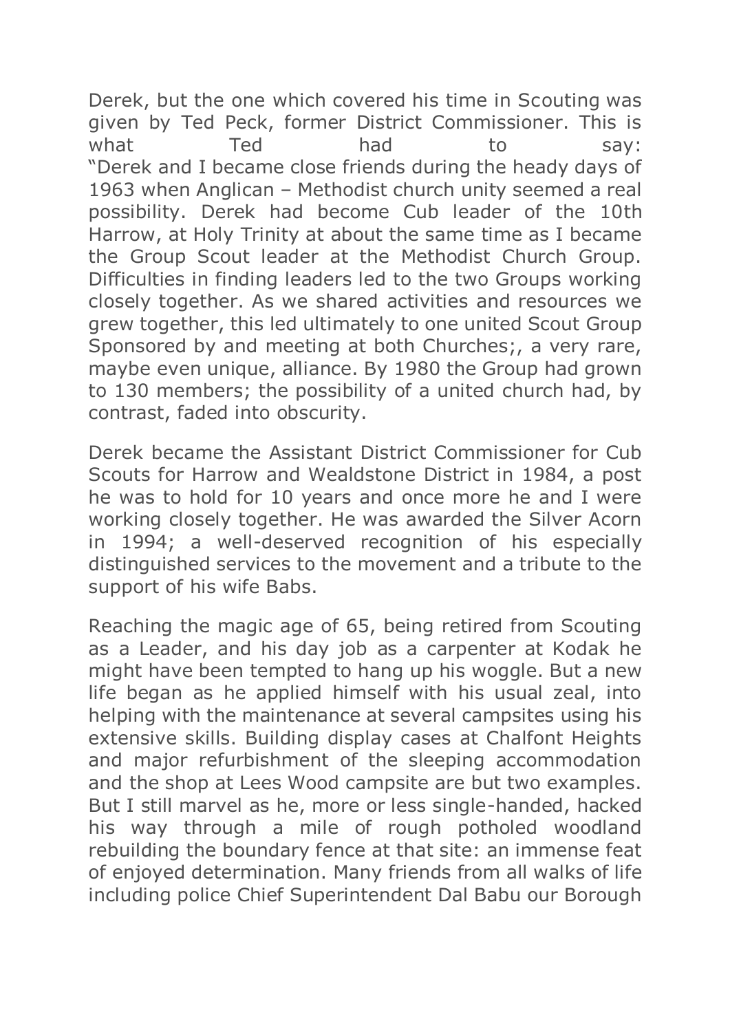Derek, but the one which covered his time in Scouting was given by Ted Peck, former District Commissioner. This is what Ted had to say:
"Derek and I became close friends during the heady days of 1963 when Anglican – Methodist church unity seemed a real possibility. Derek had become Cub leader of the 10th Harrow, at Holy Trinity at about the same time as I became the Group Scout leader at the Methodist Church Group. Difficulties in finding leaders led to the two Groups working closely together. As we shared activities and resources we grew together, this led ultimately to one united Scout Group Sponsored by and meeting at both Churches;, a very rare, maybe even unique, alliance. By 1980 the Group had grown to 130 members; the possibility of a united church had, by contrast, faded into obscurity.

Derek became the Assistant District Commissioner for Cub Scouts for Harrow and Wealdstone District in 1984, a post he was to hold for 10 years and once more he and I were working closely together. He was awarded the Silver Acorn in 1994; a well-deserved recognition of his especially distinguished services to the movement and a tribute to the support of his wife Babs.

Reaching the magic age of 65, being retired from Scouting as a Leader, and his day job as a carpenter at Kodak he might have been tempted to hang up his woggle. But a new life began as he applied himself with his usual zeal, into helping with the maintenance at several campsites using his extensive skills. Building display cases at Chalfont Heights and major refurbishment of the sleeping accommodation and the shop at Lees Wood campsite are but two examples. But I still marvel as he, more or less single-handed, hacked his way through a mile of rough potholed woodland rebuilding the boundary fence at that site: an immense feat of enjoyed determination. Many friends from all walks of life including police Chief Superintendent Dal Babu our Borough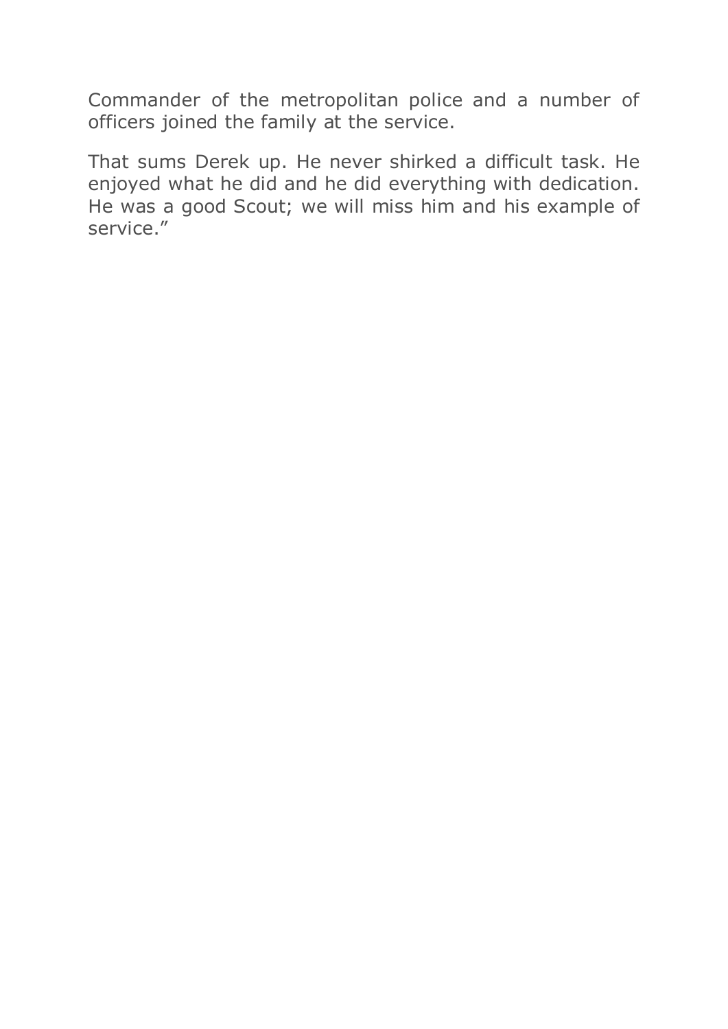Commander of the metropolitan police and a number of officers joined the family at the service.

That sums Derek up. He never shirked a difficult task. He enjoyed what he did and he did everything with dedication. He was a good Scout; we will miss him and his example of service."